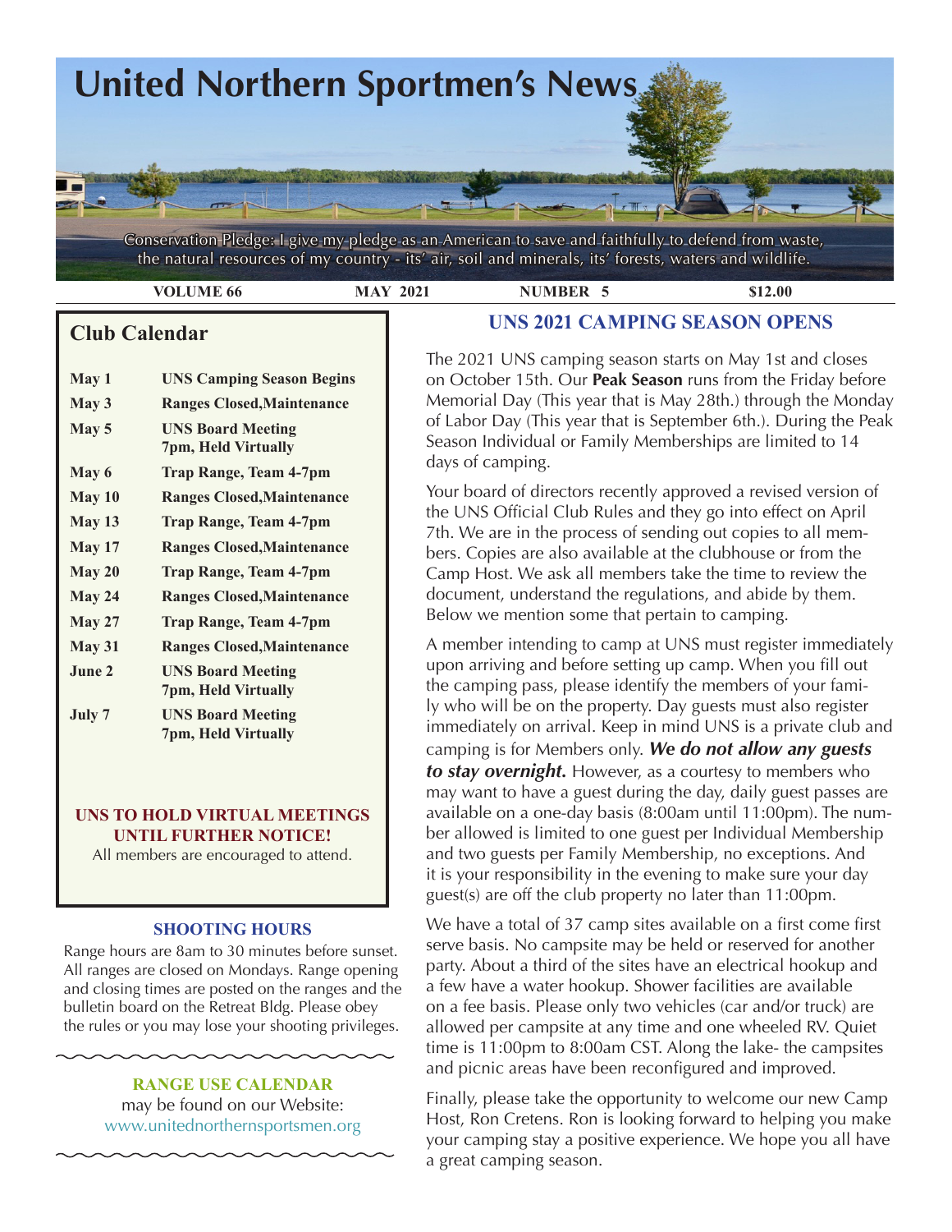# United Northern Sportmen's News

Conservation Pledge: I give my pledge as an American to save and faithfully to defend from waste, the natural resources of my country - its' air, soil and minerals, its' forests, waters and wildlife.

**VOLUME 66** **MAY 2021** **NUMBER 5** **$12.00**

## Club Calendar

| | |
|---|---|
| **May 1** | **UNS Camping Season Begins** |
| **May 3** | **Ranges Closed,Maintenance** |
| **May 5** | **UNS Board Meeting 7pm, Held Virtually** |
| **May 6** | **Trap Range, Team 4-7pm** |
| **May 10** | **Ranges Closed,Maintenance** |
| **May 13** | **Trap Range, Team 4-7pm** |
| **May 17** | **Ranges Closed,Maintenance** |
| **May 20** | **Trap Range, Team 4-7pm** |
| **May 24** | **Ranges Closed,Maintenance** |
| **May 27** | **Trap Range, Team 4-7pm** |
| **May 31** | **Ranges Closed,Maintenance** |
| **June 2** | **UNS Board Meeting 7pm, Held Virtually** |
| **July 7** | **UNS Board Meeting 7pm, Held Virtually** |

**UNS TO HOLD VIRTUAL MEETINGS UNTIL FURTHER NOTICE!**

All members are encouraged to attend.

### SHOOTING HOURS

Range hours are 8am to 30 minutes before sunset. All ranges are closed on Mondays. Range opening and closing times are posted on the ranges and the bulletin board on the Retreat Bldg. Please obey the rules or you may lose your shooting privileges.

### RANGE USE CALENDAR

may be found on our Website:
www.unitednorthernsportsmen.org

## UNS 2021 CAMPING SEASON OPENS

The 2021 UNS camping season starts on May 1st and closes on October 15th. Our **Peak Season** runs from the Friday before Memorial Day (This year that is May 28th.) through the Monday of Labor Day (This year that is September 6th.). During the Peak Season Individual or Family Memberships are limited to 14 days of camping.

Your board of directors recently approved a revised version of the UNS Official Club Rules and they go into effect on April 7th. We are in the process of sending out copies to all members. Copies are also available at the clubhouse or from the Camp Host. We ask all members take the time to review the document, understand the regulations, and abide by them. Below we mention some that pertain to camping.

A member intending to camp at UNS must register immediately upon arriving and before setting up camp. When you fill out the camping pass, please identify the members of your family who will be on the property. Day guests must also register immediately on arrival. Keep in mind UNS is a private club and camping is for Members only. ***We do not allow any guests to stay overnight.*** However, as a courtesy to members who may want to have a guest during the day, daily guest passes are available on a one-day basis (8:00am until 11:00pm). The number allowed is limited to one guest per Individual Membership and two guests per Family Membership, no exceptions. And it is your responsibility in the evening to make sure your day guest(s) are off the club property no later than 11:00pm.

We have a total of 37 camp sites available on a first come first serve basis. No campsite may be held or reserved for another party. About a third of the sites have an electrical hookup and a few have a water hookup. Shower facilities are available on a fee basis. Please only two vehicles (car and/or truck) are allowed per campsite at any time and one wheeled RV. Quiet time is 11:00pm to 8:00am CST. Along the lake- the campsites and picnic areas have been reconfigured and improved.

Finally, please take the opportunity to welcome our new Camp Host, Ron Cretens. Ron is looking forward to helping you make your camping stay a positive experience. We hope you all have a great camping season.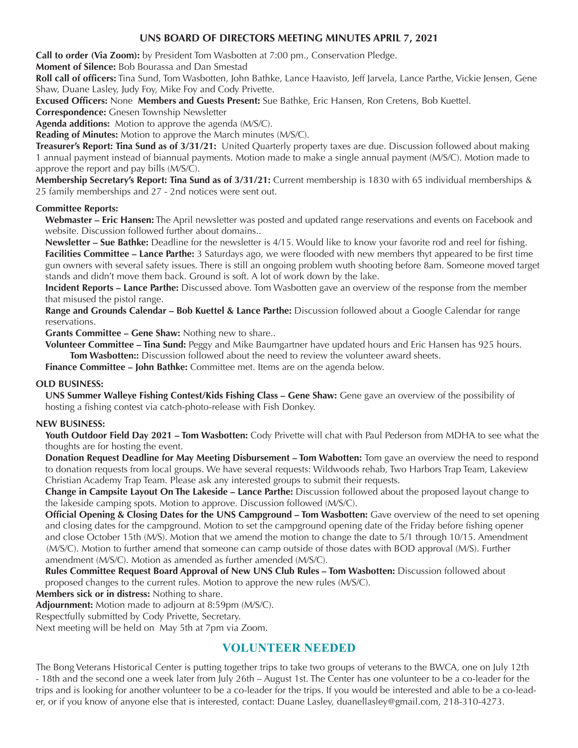## UNS BOARD OF DIRECTORS MEETING MINUTES APRIL 7, 2021

**Call to order (Via Zoom):** by President Tom Wasbotten at 7:00 pm., Conservation Pledge.

**Moment of Silence:** Bob Bourassa and Dan Smestad

**Roll call of officers:** Tina Sund, Tom Wasbotten, John Bathke, Lance Haavisto, Jeff Jarvela, Lance Parthe, Vickie Jensen, Gene Shaw, Duane Lasley, Judy Foy, Mike Foy and Cody Privette.

**Excused Officers:** None **Members and Guests Present:** Sue Bathke, Eric Hansen, Ron Cretens, Bob Kuettel.

**Correspondence:** Gnesen Township Newsletter

**Agenda additions:** Motion to approve the agenda (M/S/C).

**Reading of Minutes:** Motion to approve the March minutes (M/S/C).

**Treasurer's Report: Tina Sund as of 3/31/21:** United Quarterly property taxes are due. Discussion followed about making 1 annual payment instead of biannual payments. Motion made to make a single annual payment (M/S/C). Motion made to approve the report and pay bills (M/S/C).

**Membership Secretary's Report: Tina Sund as of 3/31/21:** Current membership is 1830 with 65 individual memberships & 25 family memberships and 27 - 2nd notices were sent out.

**Committee Reports:**

**Webmaster – Eric Hansen:** The April newsletter was posted and updated range reservations and events on Facebook and website. Discussion followed further about domains..

**Newsletter – Sue Bathke:** Deadline for the newsletter is 4/15. Would like to know your favorite rod and reel for fishing.

**Facilities Committee – Lance Parthe:** 3 Saturdays ago, we were flooded with new members thyt appeared to be first time gun owners with several safety issues. There is still an ongoing problem wuth shooting before 8am. Someone moved target stands and didn't move them back. Ground is soft. A lot of work down by the lake.

**Incident Reports – Lance Parthe:** Discussed above. Tom Wasbotten gave an overview of the response from the member that misused the pistol range.

**Range and Grounds Calendar – Bob Kuettel & Lance Parthe:** Discussion followed about a Google Calendar for range reservations.

**Grants Committee – Gene Shaw:** Nothing new to share..

**Volunteer Committee – Tina Sund:** Peggy and Mike Baumgartner have updated hours and Eric Hansen has 925 hours.

**Tom Wasbotten::** Discussion followed about the need to review the volunteer award sheets.

**Finance Committee – John Bathke:** Committee met. Items are on the agenda below.

**OLD BUSINESS:**

**UNS Summer Walleye Fishing Contest/Kids Fishing Class – Gene Shaw:** Gene gave an overview of the possibility of hosting a fishing contest via catch-photo-release with Fish Donkey.

**NEW BUSINESS:**

**Youth Outdoor Field Day 2021 – Tom Wasbotten:** Cody Privette will chat with Paul Pederson from MDHA to see what the thoughts are for hosting the event.

**Donation Request Deadline for May Meeting Disbursement – Tom Wabotten:** Tom gave an overview the need to respond to donation requests from local groups. We have several requests: Wildwoods rehab, Two Harbors Trap Team, Lakeview Christian Academy Trap Team. Please ask any interested groups to submit their requests.

**Change in Campsite Layout On The Lakeside – Lance Parthe:** Discussion followed about the proposed layout change to the lakeside camping spots. Motion to approve. Discussion followed (M/S/C).

**Official Opening & Closing Dates for the UNS Campground – Tom Wasbotten:** Gave overview of the need to set opening and closing dates for the campground. Motion to set the campground opening date of the Friday before fishing opener and close October 15th (M/S). Motion that we amend the motion to change the date to 5/1 through 10/15. Amendment (M/S/C). Motion to further amend that someone can camp outside of those dates with BOD approval (M/S). Further amendment (M/S/C). Motion as amended as further amended (M/S/C).

**Rules Committee Request Board Approval of New UNS Club Rules – Tom Wasbotten:** Discussion followed about proposed changes to the current rules. Motion to approve the new rules (M/S/C).

**Members sick or in distress:** Nothing to share.

**Adjournment:** Motion made to adjourn at 8:59pm (M/S/C).

Respectfully submitted by Cody Privette, Secretary.

Next meeting will be held on May 5th at 7pm via Zoom.

## VOLUNTEER NEEDED

The Bong Veterans Historical Center is putting together trips to take two groups of veterans to the BWCA, one on July 12th - 18th and the second one a week later from July 26th – August 1st. The Center has one volunteer to be a co-leader for the trips and is looking for another volunteer to be a co-leader for the trips. If you would be interested and able to be a co-leader, or if you know of anyone else that is interested, contact: Duane Lasley, duanellasley@gmail.com, 218-310-4273.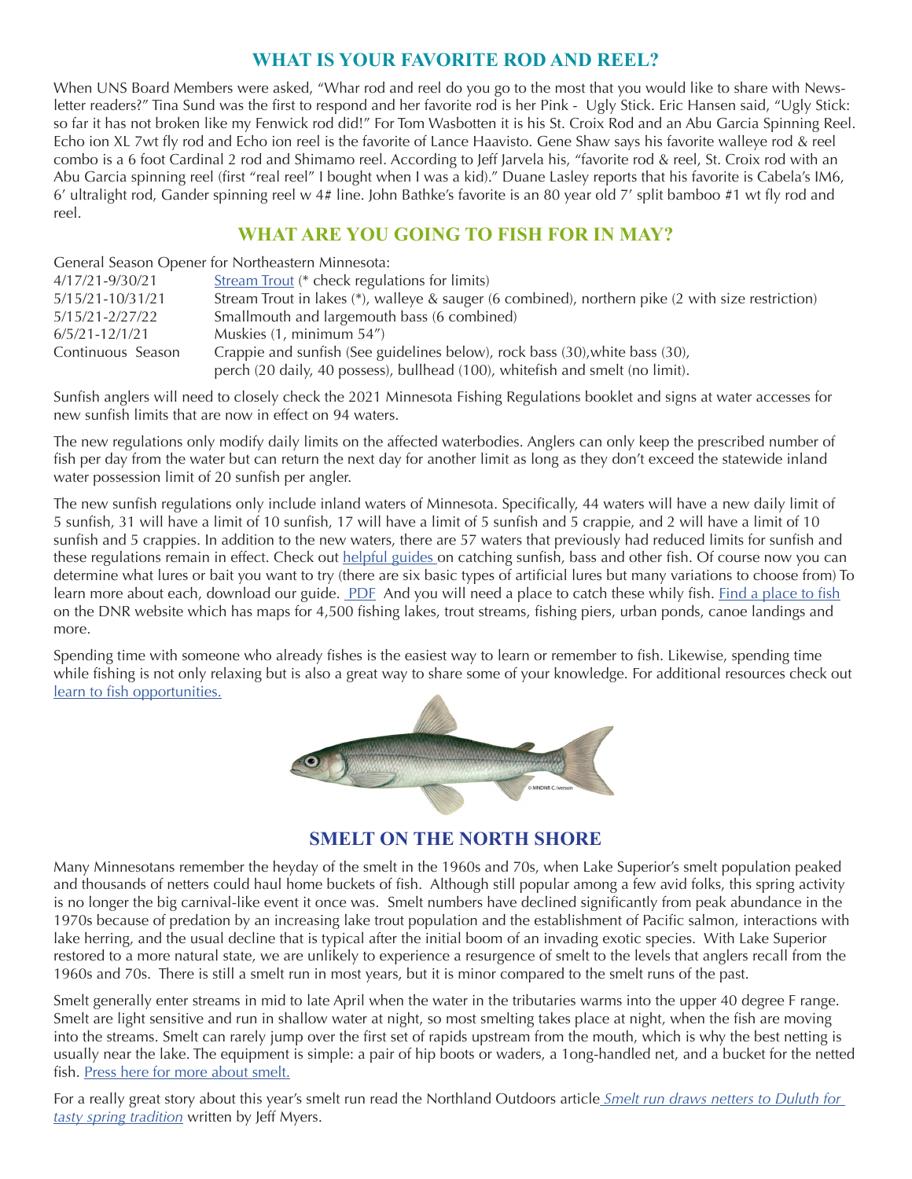## WHAT IS YOUR FAVORITE ROD AND REEL?

When UNS Board Members were asked, "Whar rod and reel do you go to the most that you would like to share with Newsletter readers?" Tina Sund was the first to respond and her favorite rod is her Pink - Ugly Stick. Eric Hansen said, "Ugly Stick: so far it has not broken like my Fenwick rod did!" For Tom Wasbotten it is his St. Croix Rod and an Abu Garcia Spinning Reel. Echo ion XL 7wt fly rod and Echo ion reel is the favorite of Lance Haavisto. Gene Shaw says his favorite walleye rod & reel combo is a 6 foot Cardinal 2 rod and Shimamo reel. According to Jeff Jarvela his, "favorite rod & reel, St. Croix rod with an Abu Garcia spinning reel (first "real reel" I bought when I was a kid)." Duane Lasley reports that his favorite is Cabela's IM6, 6' ultralight rod, Gander spinning reel w 4# line. John Bathke's favorite is an 80 year old 7' split bamboo #1 wt fly rod and reel.

## WHAT ARE YOU GOING TO FISH FOR IN MAY?

General Season Opener for Northeastern Minnesota:

| | |
|---|---|
| 4/17/21-9/30/21 | Stream Trout (* check regulations for limits) |
| 5/15/21-10/31/21 | Stream Trout in lakes (*), walleye & sauger (6 combined), northern pike (2 with size restriction) |
| 5/15/21-2/27/22 | Smallmouth and largemouth bass (6 combined) |
| 6/5/21-12/1/21 | Muskies (1, minimum 54") |
| Continuous Season | Crappie and sunfish (See guidelines below), rock bass (30),white bass (30), perch (20 daily, 40 possess), bullhead (100), whitefish and smelt (no limit). |

Sunfish anglers will need to closely check the 2021 Minnesota Fishing Regulations booklet and signs at water accesses for new sunfish limits that are now in effect on 94 waters.

The new regulations only modify daily limits on the affected waterbodies. Anglers can only keep the prescribed number of fish per day from the water but can return the next day for another limit as long as they don't exceed the statewide inland water possession limit of 20 sunfish per angler.

The new sunfish regulations only include inland waters of Minnesota. Specifically, 44 waters will have a new daily limit of 5 sunfish, 31 will have a limit of 10 sunfish, 17 will have a limit of 5 sunfish and 5 crappie, and 2 will have a limit of 10 sunfish and 5 crappies. In addition to the new waters, there are 57 waters that previously had reduced limits for sunfish and these regulations remain in effect. Check out helpful guides on catching sunfish, bass and other fish. Of course now you can determine what lures or bait you want to try (there are six basic types of artificial lures but many variations to choose from) To learn more about each, download our guide. PDF And you will need a place to catch these whily fish. Find a place to fish on the DNR website which has maps for 4,500 fishing lakes, trout streams, fishing piers, urban ponds, canoe landings and more.

Spending time with someone who already fishes is the easiest way to learn or remember to fish. Likewise, spending time while fishing is not only relaxing but is also a great way to share some of your knowledge. For additional resources check out learn to fish opportunities.

© MNDNR C. Iverson

## SMELT ON THE NORTH SHORE

Many Minnesotans remember the heyday of the smelt in the 1960s and 70s, when Lake Superior's smelt population peaked and thousands of netters could haul home buckets of fish. Although still popular among a few avid folks, this spring activity is no longer the big carnival-like event it once was. Smelt numbers have declined significantly from peak abundance in the 1970s because of predation by an increasing lake trout population and the establishment of Pacific salmon, interactions with lake herring, and the usual decline that is typical after the initial boom of an invading exotic species. With Lake Superior restored to a more natural state, we are unlikely to experience a resurgence of smelt to the levels that anglers recall from the 1960s and 70s. There is still a smelt run in most years, but it is minor compared to the smelt runs of the past.

Smelt generally enter streams in mid to late April when the water in the tributaries warms into the upper 40 degree F range. Smelt are light sensitive and run in shallow water at night, so most smelting takes place at night, when the fish are moving into the streams. Smelt can rarely jump over the first set of rapids upstream from the mouth, which is why the best netting is usually near the lake. The equipment is simple: a pair of hip boots or waders, a 1ong-handled net, and a bucket for the netted fish. Press here for more about smelt.

For a really great story about this year's smelt run read the Northland Outdoors article *Smelt run draws netters to Duluth for tasty spring tradition* written by Jeff Myers.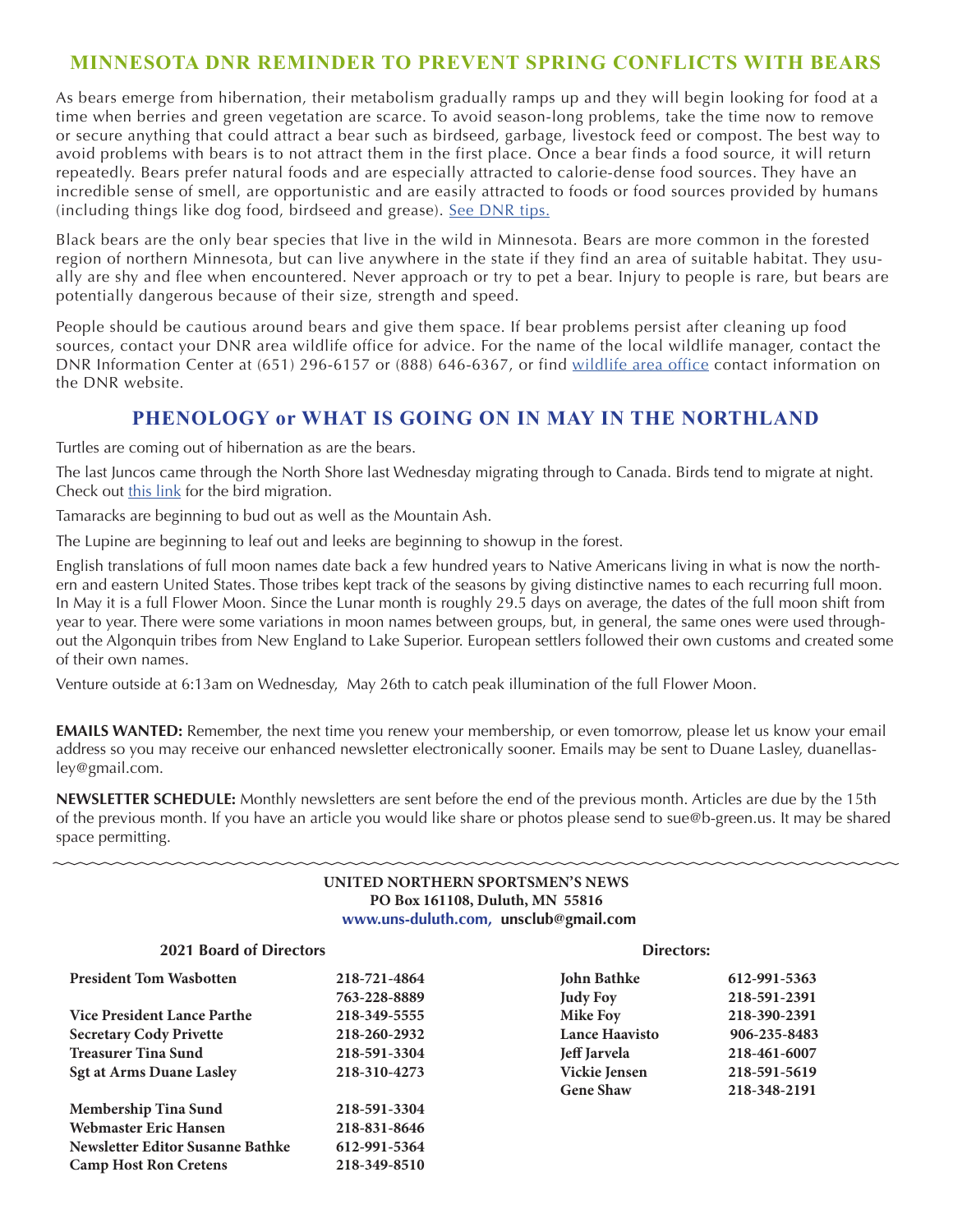## MINNESOTA DNR REMINDER TO PREVENT SPRING CONFLICTS WITH BEARS

As bears emerge from hibernation, their metabolism gradually ramps up and they will begin looking for food at a time when berries and green vegetation are scarce. To avoid season-long problems, take the time now to remove or secure anything that could attract a bear such as birdseed, garbage, livestock feed or compost. The best way to avoid problems with bears is to not attract them in the first place. Once a bear finds a food source, it will return repeatedly. Bears prefer natural foods and are especially attracted to calorie-dense food sources. They have an incredible sense of smell, are opportunistic and are easily attracted to foods or food sources provided by humans (including things like dog food, birdseed and grease). See DNR tips.

Black bears are the only bear species that live in the wild in Minnesota. Bears are more common in the forested region of northern Minnesota, but can live anywhere in the state if they find an area of suitable habitat. They usually are shy and flee when encountered. Never approach or try to pet a bear. Injury to people is rare, but bears are potentially dangerous because of their size, strength and speed.

People should be cautious around bears and give them space. If bear problems persist after cleaning up food sources, contact your DNR area wildlife office for advice. For the name of the local wildlife manager, contact the DNR Information Center at (651) 296-6157 or (888) 646-6367, or find wildlife area office contact information on the DNR website.

## PHENOLOGY or WHAT IS GOING ON IN MAY IN THE NORTHLAND

Turtles are coming out of hibernation as are the bears.

The last Juncos came through the North Shore last Wednesday migrating through to Canada. Birds tend to migrate at night. Check out this link for the bird migration.

Tamaracks are beginning to bud out as well as the Mountain Ash.

The Lupine are beginning to leaf out and leeks are beginning to showup in the forest.

English translations of full moon names date back a few hundred years to Native Americans living in what is now the northern and eastern United States. Those tribes kept track of the seasons by giving distinctive names to each recurring full moon. In May it is a full Flower Moon. Since the Lunar month is roughly 29.5 days on average, the dates of the full moon shift from year to year. There were some variations in moon names between groups, but, in general, the same ones were used throughout the Algonquin tribes from New England to Lake Superior. European settlers followed their own customs and created some of their own names.

Venture outside at 6:13am on Wednesday, May 26th to catch peak illumination of the full Flower Moon.

**EMAILS WANTED:** Remember, the next time you renew your membership, or even tomorrow, please let us know your email address so you may receive our enhanced newsletter electronically sooner. Emails may be sent to Duane Lasley, duanellasley@gmail.com.

**NEWSLETTER SCHEDULE:** Monthly newsletters are sent before the end of the previous month. Articles are due by the 15th of the previous month. If you have an article you would like share or photos please send to sue@b-green.us. It may be shared space permitting.

---

**UNITED NORTHERN SPORTSMEN'S NEWS**
**PO Box 161108, Duluth, MN 55816**
**www.uns-duluth.com, unsclub@gmail.com**

**2021 Board of Directors**

| | |
|---|---|
| **President Tom Wasbotten** | **218-721-4864** |
| | **763-228-8889** |
| **Vice President Lance Parthe** | **218-349-5555** |
| **Secretary Cody Privette** | **218-260-2932** |
| **Treasurer Tina Sund** | **218-591-3304** |
| **Sgt at Arms Duane Lasley** | **218-310-4273** |
| **Membership Tina Sund** | **218-591-3304** |
| **Webmaster Eric Hansen** | **218-831-8646** |
| **Newsletter Editor Susanne Bathke** | **612-991-5364** |
| **Camp Host Ron Cretens** | **218-349-8510** |

**Directors:**

| | |
|---|---|
| **John Bathke** | **612-991-5363** |
| **Judy Foy** | **218-591-2391** |
| **Mike Foy** | **218-390-2391** |
| **Lance Haavisto** | **906-235-8483** |
| **Jeff Jarvela** | **218-461-6007** |
| **Vickie Jensen** | **218-591-5619** |
| **Gene Shaw** | **218-348-2191** |